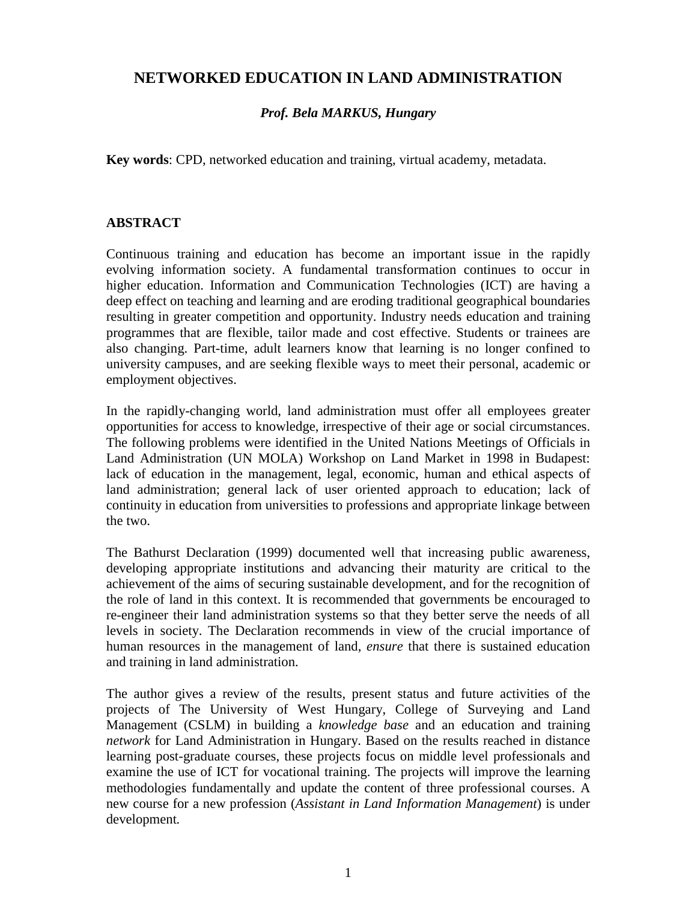# NETWORKED EDUCATION IN LAND ADMINISTRATION

***Prof. Bela MARKUS, Hungary***

**Key words**: CPD, networked education and training, virtual academy, metadata.

## ABSTRACT

Continuous training and education has become an important issue in the rapidly evolving information society. A fundamental transformation continues to occur in higher education. Information and Communication Technologies (ICT) are having a deep effect on teaching and learning and are eroding traditional geographical boundaries resulting in greater competition and opportunity. Industry needs education and training programmes that are flexible, tailor made and cost effective. Students or trainees are also changing. Part-time, adult learners know that learning is no longer confined to university campuses, and are seeking flexible ways to meet their personal, academic or employment objectives.

In the rapidly-changing world, land administration must offer all employees greater opportunities for access to knowledge, irrespective of their age or social circumstances. The following problems were identified in the United Nations Meetings of Officials in Land Administration (UN MOLA) Workshop on Land Market in 1998 in Budapest: lack of education in the management, legal, economic, human and ethical aspects of land administration; general lack of user oriented approach to education; lack of continuity in education from universities to professions and appropriate linkage between the two.

The Bathurst Declaration (1999) documented well that increasing public awareness, developing appropriate institutions and advancing their maturity are critical to the achievement of the aims of securing sustainable development, and for the recognition of the role of land in this context. It is recommended that governments be encouraged to re-engineer their land administration systems so that they better serve the needs of all levels in society. The Declaration recommends in view of the crucial importance of human resources in the management of land, *ensure* that there is sustained education and training in land administration.

The author gives a review of the results, present status and future activities of the projects of The University of West Hungary, College of Surveying and Land Management (CSLM) in building a *knowledge base* and an education and training *network* for Land Administration in Hungary. Based on the results reached in distance learning post-graduate courses, these projects focus on middle level professionals and examine the use of ICT for vocational training. The projects will improve the learning methodologies fundamentally and update the content of three professional courses. A new course for a new profession (*Assistant in Land Information Management*) is under development.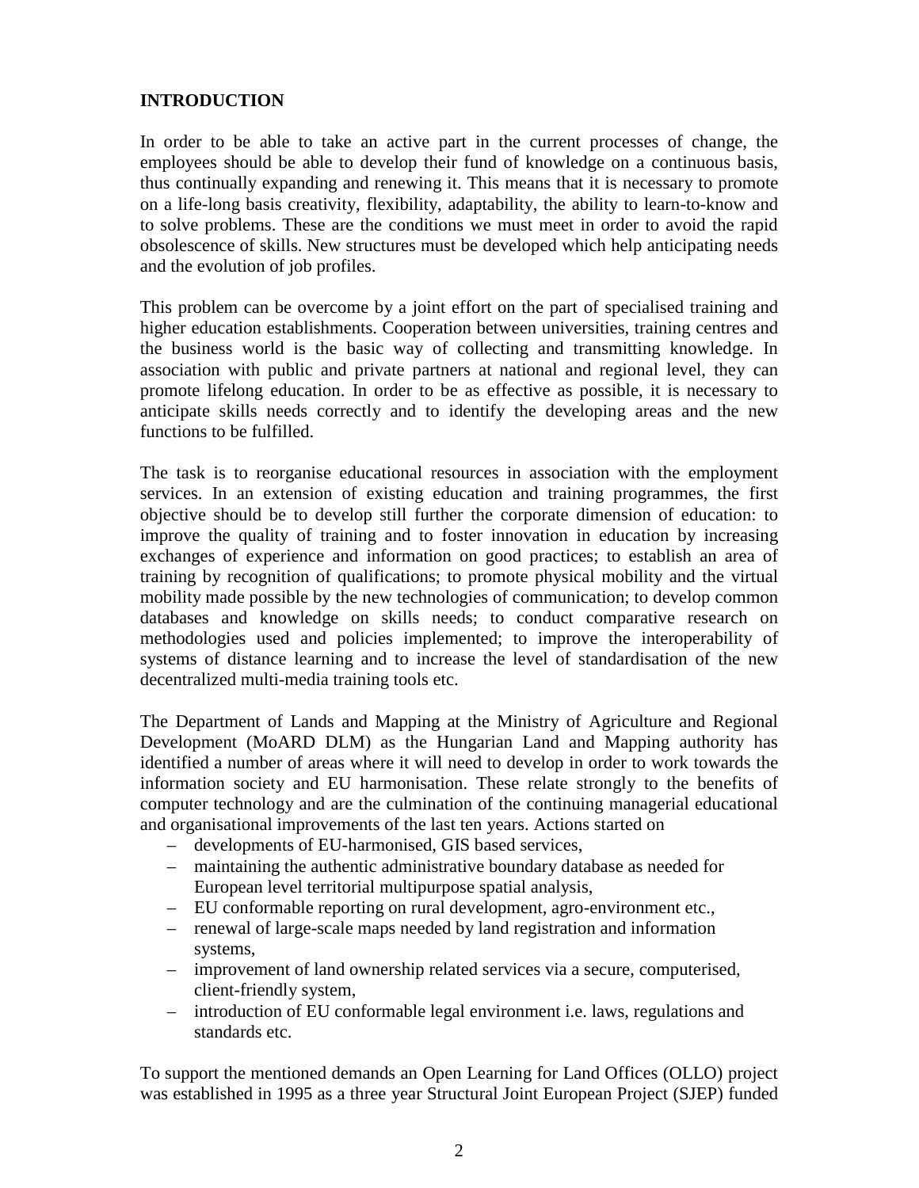## INTRODUCTION

In order to be able to take an active part in the current processes of change, the employees should be able to develop their fund of knowledge on a continuous basis, thus continually expanding and renewing it. This means that it is necessary to promote on a life-long basis creativity, flexibility, adaptability, the ability to learn-to-know and to solve problems. These are the conditions we must meet in order to avoid the rapid obsolescence of skills. New structures must be developed which help anticipating needs and the evolution of job profiles.

This problem can be overcome by a joint effort on the part of specialised training and higher education establishments. Cooperation between universities, training centres and the business world is the basic way of collecting and transmitting knowledge. In association with public and private partners at national and regional level, they can promote lifelong education. In order to be as effective as possible, it is necessary to anticipate skills needs correctly and to identify the developing areas and the new functions to be fulfilled.

The task is to reorganise educational resources in association with the employment services. In an extension of existing education and training programmes, the first objective should be to develop still further the corporate dimension of education: to improve the quality of training and to foster innovation in education by increasing exchanges of experience and information on good practices; to establish an area of training by recognition of qualifications; to promote physical mobility and the virtual mobility made possible by the new technologies of communication; to develop common databases and knowledge on skills needs; to conduct comparative research on methodologies used and policies implemented; to improve the interoperability of systems of distance learning and to increase the level of standardisation of the new decentralized multi-media training tools etc.

The Department of Lands and Mapping at the Ministry of Agriculture and Regional Development (MoARD DLM) as the Hungarian Land and Mapping authority has identified a number of areas where it will need to develop in order to work towards the information society and EU harmonisation. These relate strongly to the benefits of computer technology and are the culmination of the continuing managerial educational and organisational improvements of the last ten years. Actions started on

- developments of EU-harmonised, GIS based services,
- maintaining the authentic administrative boundary database as needed for European level territorial multipurpose spatial analysis,
- EU conformable reporting on rural development, agro-environment etc.,
- renewal of large-scale maps needed by land registration and information systems,
- improvement of land ownership related services via a secure, computerised, client-friendly system,
- introduction of EU conformable legal environment i.e. laws, regulations and standards etc.

To support the mentioned demands an Open Learning for Land Offices (OLLO) project was established in 1995 as a three year Structural Joint European Project (SJEP) funded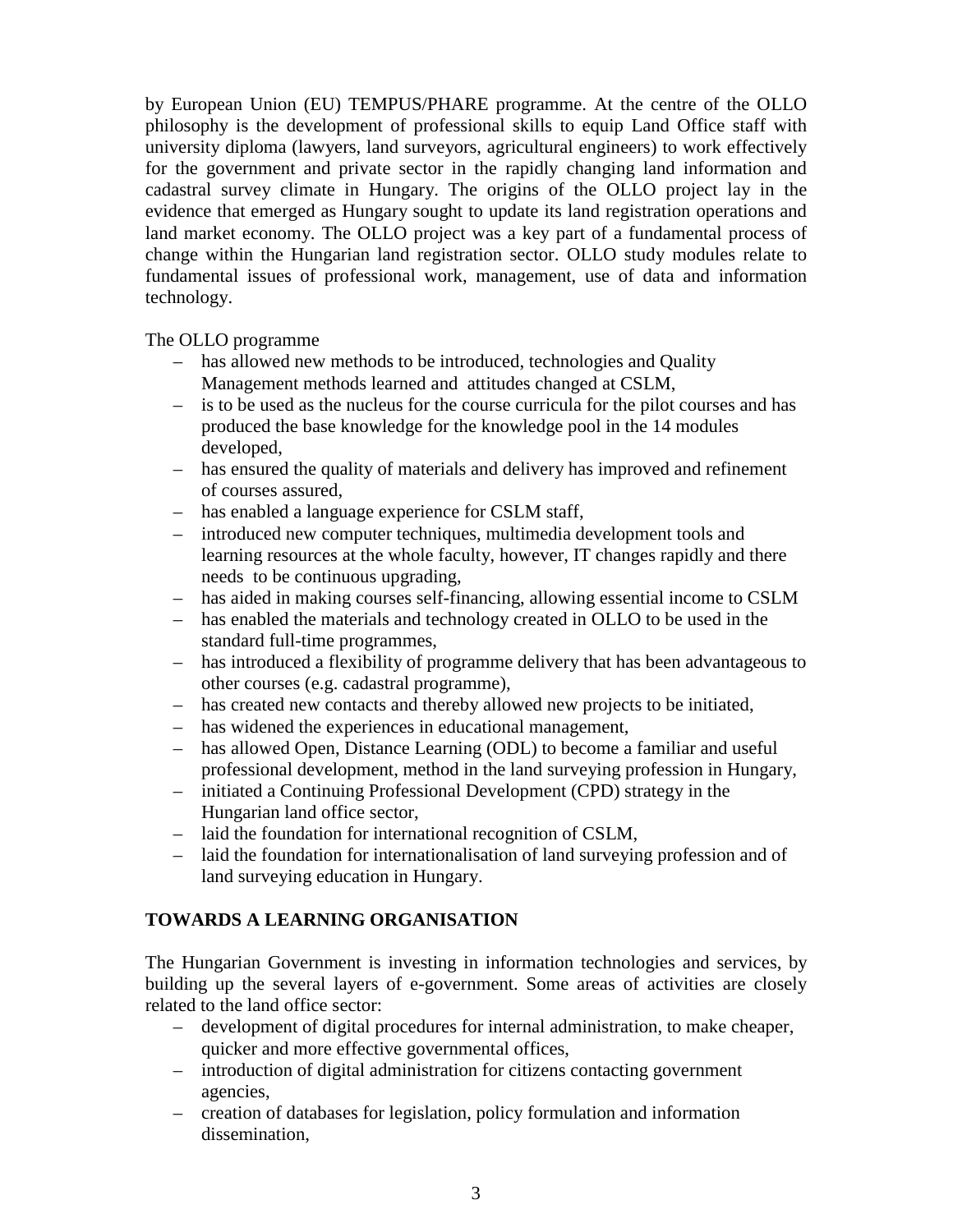by European Union (EU) TEMPUS/PHARE programme. At the centre of the OLLO philosophy is the development of professional skills to equip Land Office staff with university diploma (lawyers, land surveyors, agricultural engineers) to work effectively for the government and private sector in the rapidly changing land information and cadastral survey climate in Hungary. The origins of the OLLO project lay in the evidence that emerged as Hungary sought to update its land registration operations and land market economy. The OLLO project was a key part of a fundamental process of change within the Hungarian land registration sector. OLLO study modules relate to fundamental issues of professional work, management, use of data and information technology.

The OLLO programme

- has allowed new methods to be introduced, technologies and Quality Management methods learned and attitudes changed at CSLM,
- is to be used as the nucleus for the course curricula for the pilot courses and has produced the base knowledge for the knowledge pool in the 14 modules developed,
- has ensured the quality of materials and delivery has improved and refinement of courses assured,
- has enabled a language experience for CSLM staff,
- introduced new computer techniques, multimedia development tools and learning resources at the whole faculty, however, IT changes rapidly and there needs to be continuous upgrading,
- has aided in making courses self-financing, allowing essential income to CSLM
- has enabled the materials and technology created in OLLO to be used in the standard full-time programmes,
- has introduced a flexibility of programme delivery that has been advantageous to other courses (e.g. cadastral programme),
- has created new contacts and thereby allowed new projects to be initiated,
- has widened the experiences in educational management,
- has allowed Open, Distance Learning (ODL) to become a familiar and useful professional development, method in the land surveying profession in Hungary,
- initiated a Continuing Professional Development (CPD) strategy in the Hungarian land office sector,
- laid the foundation for international recognition of CSLM,
- laid the foundation for internationalisation of land surveying profession and of land surveying education in Hungary.

## TOWARDS A LEARNING ORGANISATION

The Hungarian Government is investing in information technologies and services, by building up the several layers of e-government. Some areas of activities are closely related to the land office sector:

- development of digital procedures for internal administration, to make cheaper, quicker and more effective governmental offices,
- introduction of digital administration for citizens contacting government agencies,
- creation of databases for legislation, policy formulation and information dissemination,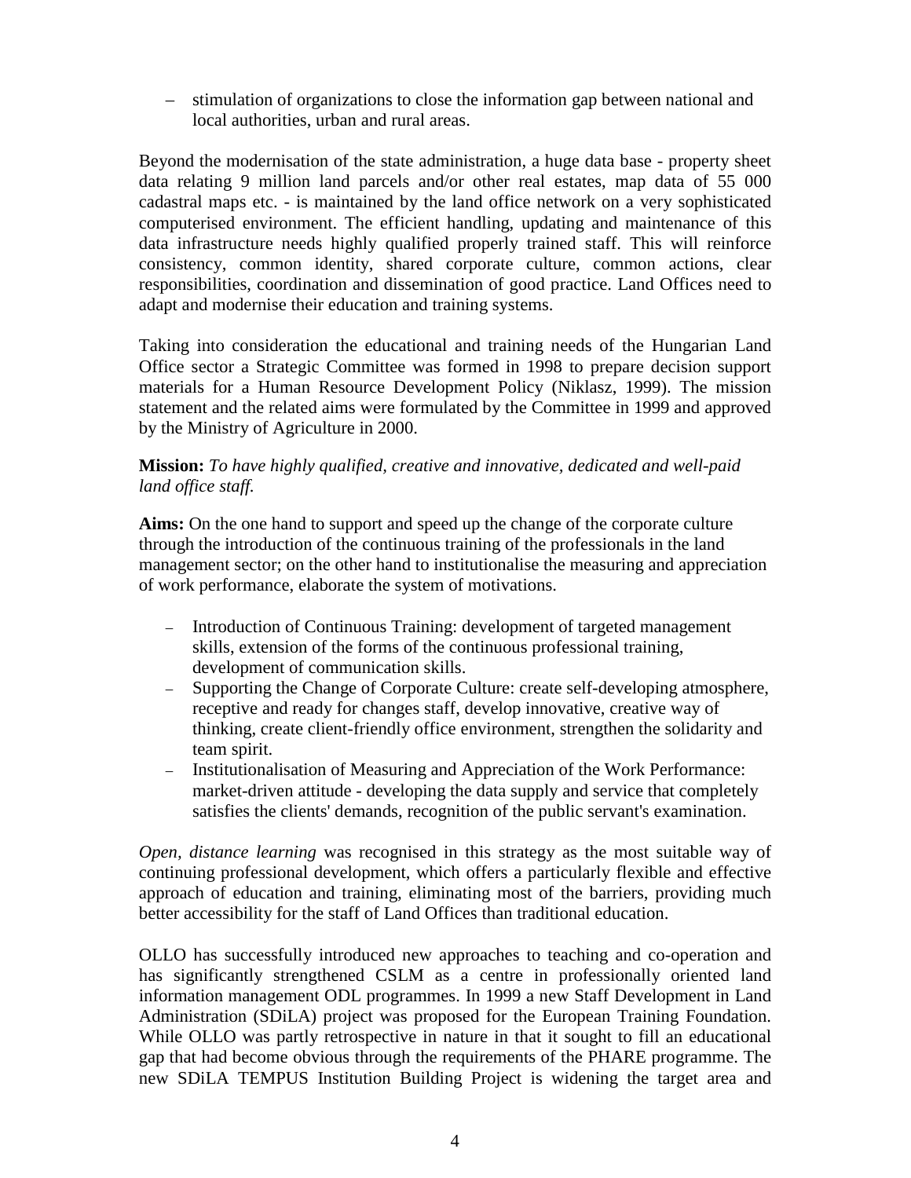– stimulation of organizations to close the information gap between national and local authorities, urban and rural areas.

Beyond the modernisation of the state administration, a huge data base - property sheet data relating 9 million land parcels and/or other real estates, map data of 55 000 cadastral maps etc. - is maintained by the land office network on a very sophisticated computerised environment. The efficient handling, updating and maintenance of this data infrastructure needs highly qualified properly trained staff. This will reinforce consistency, common identity, shared corporate culture, common actions, clear responsibilities, coordination and dissemination of good practice. Land Offices need to adapt and modernise their education and training systems.

Taking into consideration the educational and training needs of the Hungarian Land Office sector a Strategic Committee was formed in 1998 to prepare decision support materials for a Human Resource Development Policy (Niklasz, 1999). The mission statement and the related aims were formulated by the Committee in 1999 and approved by the Ministry of Agriculture in 2000.

**Mission:** *To have highly qualified, creative and innovative, dedicated and well-paid land office staff.*

**Aims:** On the one hand to support and speed up the change of the corporate culture through the introduction of the continuous training of the professionals in the land management sector; on the other hand to institutionalise the measuring and appreciation of work performance, elaborate the system of motivations.

- Introduction of Continuous Training: development of targeted management skills, extension of the forms of the continuous professional training, development of communication skills.
- Supporting the Change of Corporate Culture: create self-developing atmosphere, receptive and ready for changes staff, develop innovative, creative way of thinking, create client-friendly office environment, strengthen the solidarity and team spirit.
- Institutionalisation of Measuring and Appreciation of the Work Performance: market-driven attitude - developing the data supply and service that completely satisfies the clients' demands, recognition of the public servant's examination.

*Open, distance learning* was recognised in this strategy as the most suitable way of continuing professional development, which offers a particularly flexible and effective approach of education and training, eliminating most of the barriers, providing much better accessibility for the staff of Land Offices than traditional education.

OLLO has successfully introduced new approaches to teaching and co-operation and has significantly strengthened CSLM as a centre in professionally oriented land information management ODL programmes. In 1999 a new Staff Development in Land Administration (SDiLA) project was proposed for the European Training Foundation. While OLLO was partly retrospective in nature in that it sought to fill an educational gap that had become obvious through the requirements of the PHARE programme. The new SDiLA TEMPUS Institution Building Project is widening the target area and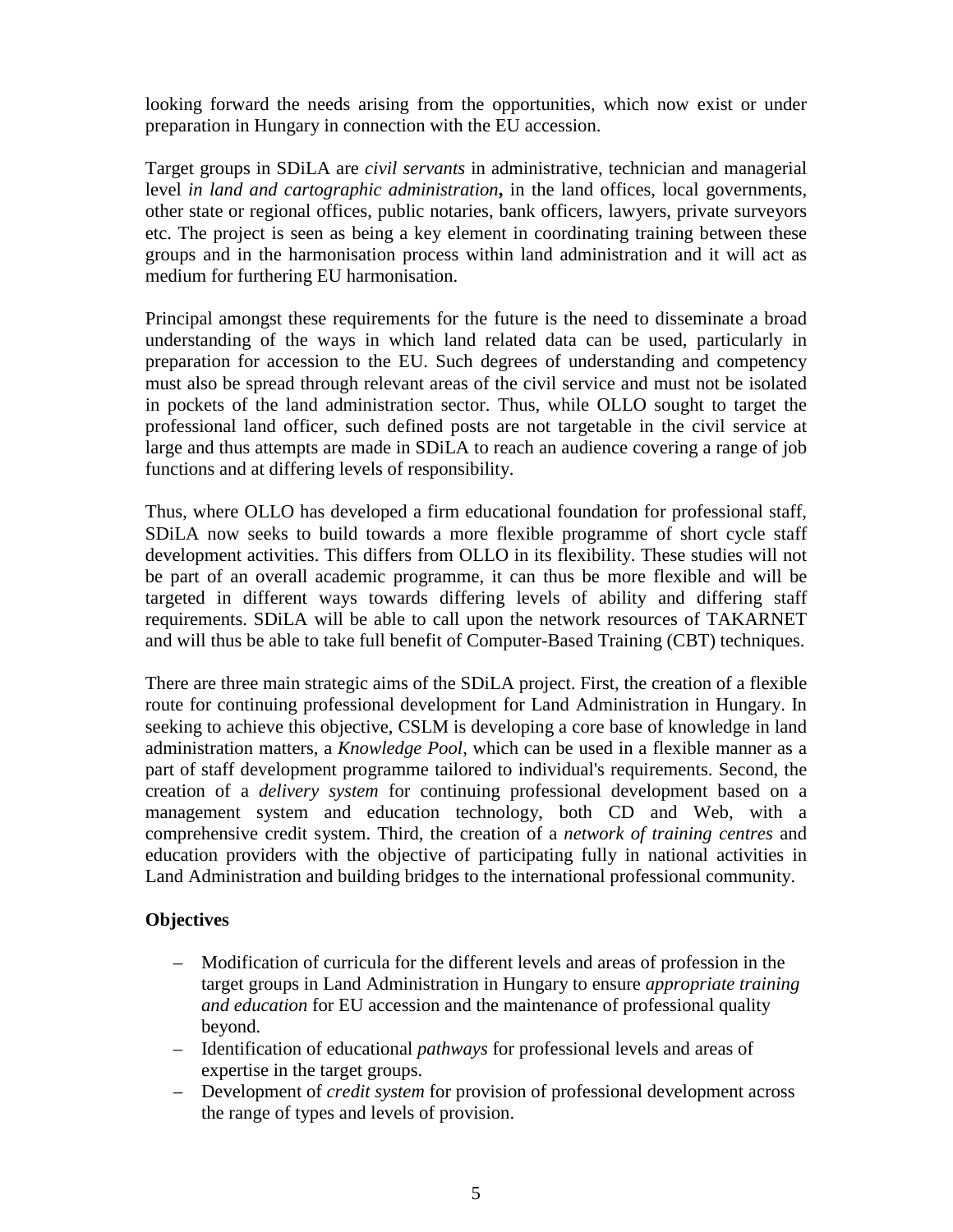looking forward the needs arising from the opportunities, which now exist or under preparation in Hungary in connection with the EU accession.

Target groups in SDiLA are *civil servants* in administrative, technician and managerial level *in land and cartographic administration***,** in the land offices, local governments, other state or regional offices, public notaries, bank officers, lawyers, private surveyors etc. The project is seen as being a key element in coordinating training between these groups and in the harmonisation process within land administration and it will act as medium for furthering EU harmonisation.

Principal amongst these requirements for the future is the need to disseminate a broad understanding of the ways in which land related data can be used, particularly in preparation for accession to the EU. Such degrees of understanding and competency must also be spread through relevant areas of the civil service and must not be isolated in pockets of the land administration sector. Thus, while OLLO sought to target the professional land officer, such defined posts are not targetable in the civil service at large and thus attempts are made in SDiLA to reach an audience covering a range of job functions and at differing levels of responsibility.

Thus, where OLLO has developed a firm educational foundation for professional staff, SDiLA now seeks to build towards a more flexible programme of short cycle staff development activities. This differs from OLLO in its flexibility. These studies will not be part of an overall academic programme, it can thus be more flexible and will be targeted in different ways towards differing levels of ability and differing staff requirements. SDiLA will be able to call upon the network resources of TAKARNET and will thus be able to take full benefit of Computer-Based Training (CBT) techniques.

There are three main strategic aims of the SDiLA project. First, the creation of a flexible route for continuing professional development for Land Administration in Hungary. In seeking to achieve this objective, CSLM is developing a core base of knowledge in land administration matters, a *Knowledge Pool*, which can be used in a flexible manner as a part of staff development programme tailored to individual's requirements. Second, the creation of a *delivery system* for continuing professional development based on a management system and education technology, both CD and Web, with a comprehensive credit system. Third, the creation of a *network of training centres* and education providers with the objective of participating fully in national activities in Land Administration and building bridges to the international professional community.

**Objectives**

- Modification of curricula for the different levels and areas of profession in the target groups in Land Administration in Hungary to ensure *appropriate training and education* for EU accession and the maintenance of professional quality beyond.
- Identification of educational *pathways* for professional levels and areas of expertise in the target groups.
- Development of *credit system* for provision of professional development across the range of types and levels of provision.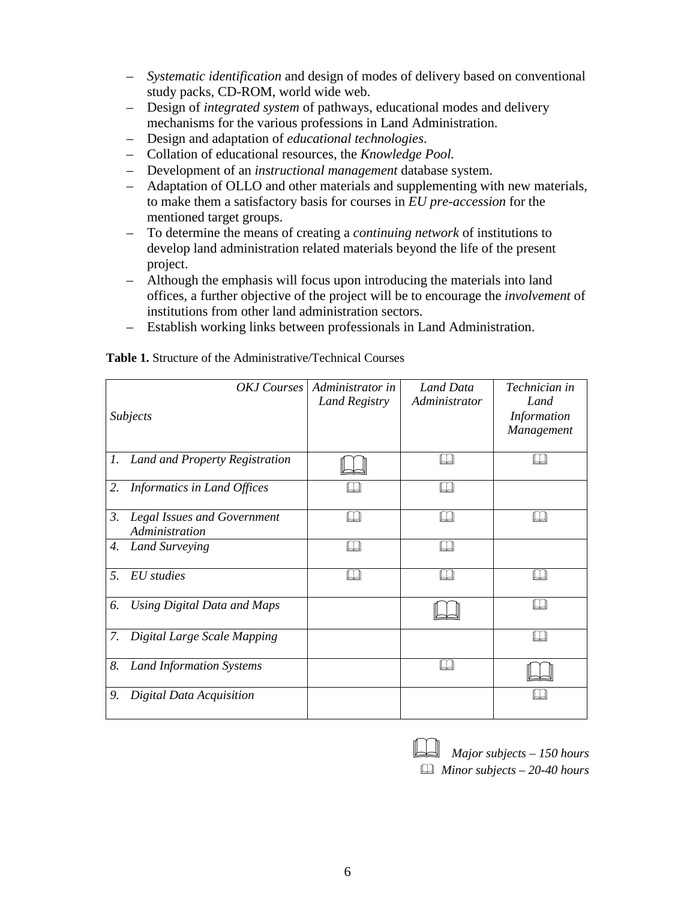- *Systematic identification* and design of modes of delivery based on conventional study packs, CD-ROM, world wide web.
- Design of *integrated system* of pathways, educational modes and delivery mechanisms for the various professions in Land Administration.
- Design and adaptation of *educational technologies*.
- Collation of educational resources, the *Knowledge Pool.*
- Development of an *instructional management* database system.
- Adaptation of OLLO and other materials and supplementing with new materials, to make them a satisfactory basis for courses in *EU pre-accession* for the mentioned target groups.
- To determine the means of creating a *continuing network* of institutions to develop land administration related materials beyond the life of the present project.
- Although the emphasis will focus upon introducing the materials into land offices, a further objective of the project will be to encourage the *involvement* of institutions from other land administration sectors.
- Establish working links between professionals in Land Administration.

**Table 1.** Structure of the Administrative/Technical Courses

| *Subjects* / *OKJ Courses* | *Administrator in Land Registry* | *Land Data Administrator* | *Technician in Land Information Management* |
|---|---|---|---|
| *1. Land and Property Registration* | 📖 (major) | 🕮 | 🕮 |
| *2. Informatics in Land Offices* | 🕮 | 🕮 | |
| *3. Legal Issues and Government Administration* | 🕮 | 🕮 | 🕮 |
| *4. Land Surveying* | 🕮 | 🕮 | |
| *5. EU studies* | 🕮 | 🕮 | 🕮 |
| *6. Using Digital Data and Maps* | | 📖 (major) | 🕮 |
| *7. Digital Large Scale Mapping* | | | 🕮 |
| *8. Land Information Systems* | | 🕮 | 📖 (major) |
| *9. Digital Data Acquisition* | | | 🕮 |

📖 *Major subjects – 150 hours*
🕮 *Minor subjects – 20-40 hours*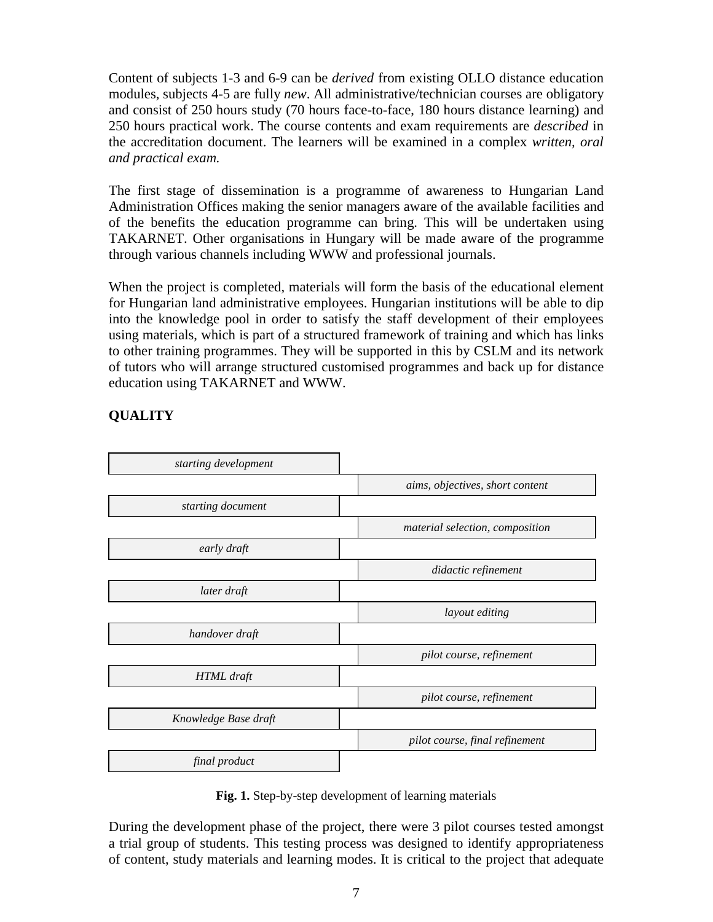Content of subjects 1-3 and 6-9 can be *derived* from existing OLLO distance education modules, subjects 4-5 are fully *new*. All administrative/technician courses are obligatory and consist of 250 hours study (70 hours face-to-face, 180 hours distance learning) and 250 hours practical work. The course contents and exam requirements are *described* in the accreditation document. The learners will be examined in a complex *written, oral and practical exam.*

The first stage of dissemination is a programme of awareness to Hungarian Land Administration Offices making the senior managers aware of the available facilities and of the benefits the education programme can bring. This will be undertaken using TAKARNET. Other organisations in Hungary will be made aware of the programme through various channels including WWW and professional journals.

When the project is completed, materials will form the basis of the educational element for Hungarian land administrative employees. Hungarian institutions will be able to dip into the knowledge pool in order to satisfy the staff development of their employees using materials, which is part of a structured framework of training and which has links to other training programmes. They will be supported in this by CSLM and its network of tutors who will arrange structured customised programmes and back up for distance education using TAKARNET and WWW.

## QUALITY

| | |
|---|---|
| *starting development* | |
| | *aims, objectives, short content* |
| *starting document* | |
| | *material selection, composition* |
| *early draft* | |
| | *didactic refinement* |
| *later draft* | |
| | *layout editing* |
| *handover draft* | |
| | *pilot course, refinement* |
| *HTML draft* | |
| | *pilot course, refinement* |
| *Knowledge Base draft* | |
| | *pilot course, final refinement* |
| *final product* | |

**Fig. 1.** Step-by-step development of learning materials

During the development phase of the project, there were 3 pilot courses tested amongst a trial group of students. This testing process was designed to identify appropriateness of content, study materials and learning modes. It is critical to the project that adequate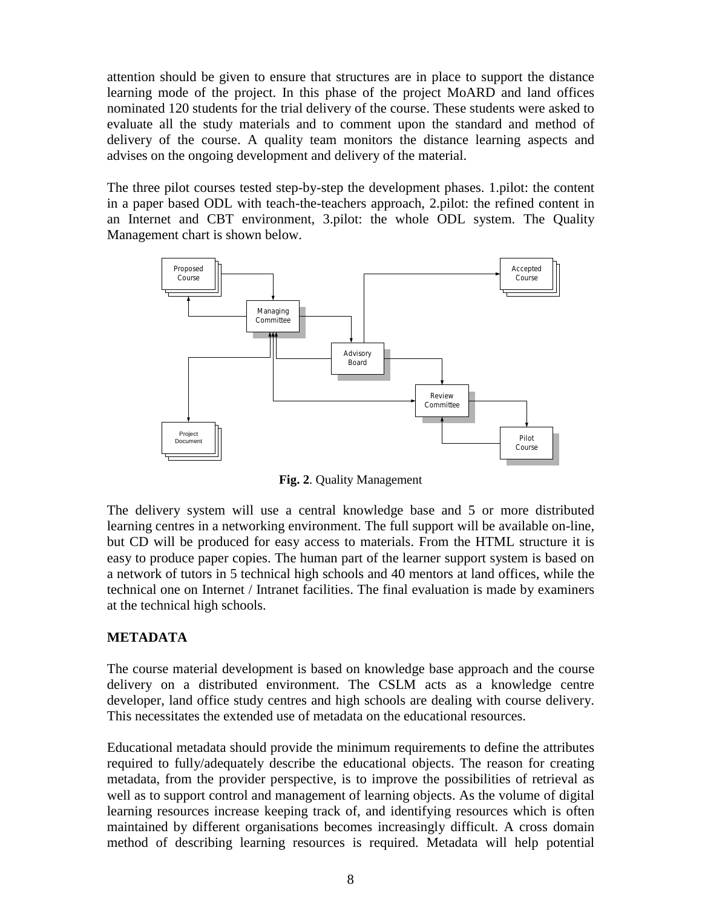attention should be given to ensure that structures are in place to support the distance learning mode of the project. In this phase of the project MoARD and land offices nominated 120 students for the trial delivery of the course. These students were asked to evaluate all the study materials and to comment upon the standard and method of delivery of the course. A quality team monitors the distance learning aspects and advises on the ongoing development and delivery of the material.

The three pilot courses tested step-by-step the development phases. 1.pilot: the content in a paper based ODL with teach-the-teachers approach, 2.pilot: the refined content in an Internet and CBT environment, 3.pilot: the whole ODL system. The Quality Management chart is shown below.

**Fig. 2**. Quality Management

The delivery system will use a central knowledge base and 5 or more distributed learning centres in a networking environment. The full support will be available on-line, but CD will be produced for easy access to materials. From the HTML structure it is easy to produce paper copies. The human part of the learner support system is based on a network of tutors in 5 technical high schools and 40 mentors at land offices, while the technical one on Internet / Intranet facilities. The final evaluation is made by examiners at the technical high schools.

## METADATA

The course material development is based on knowledge base approach and the course delivery on a distributed environment. The CSLM acts as a knowledge centre developer, land office study centres and high schools are dealing with course delivery. This necessitates the extended use of metadata on the educational resources.

Educational metadata should provide the minimum requirements to define the attributes required to fully/adequately describe the educational objects. The reason for creating metadata, from the provider perspective, is to improve the possibilities of retrieval as well as to support control and management of learning objects. As the volume of digital learning resources increase keeping track of, and identifying resources which is often maintained by different organisations becomes increasingly difficult. A cross domain method of describing learning resources is required. Metadata will help potential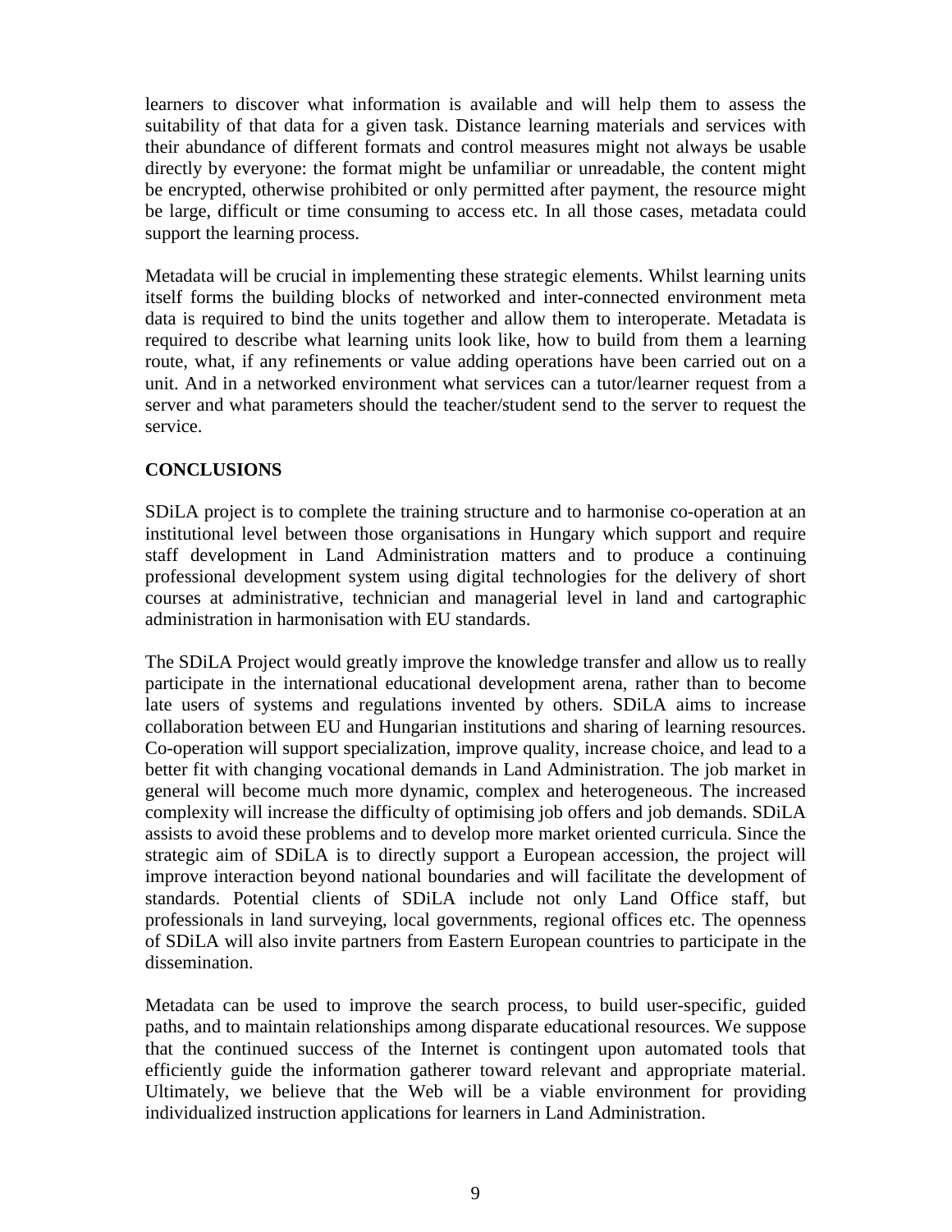learners to discover what information is available and will help them to assess the suitability of that data for a given task. Distance learning materials and services with their abundance of different formats and control measures might not always be usable directly by everyone: the format might be unfamiliar or unreadable, the content might be encrypted, otherwise prohibited or only permitted after payment, the resource might be large, difficult or time consuming to access etc. In all those cases, metadata could support the learning process.

Metadata will be crucial in implementing these strategic elements. Whilst learning units itself forms the building blocks of networked and inter-connected environment meta data is required to bind the units together and allow them to interoperate. Metadata is required to describe what learning units look like, how to build from them a learning route, what, if any refinements or value adding operations have been carried out on a unit. And in a networked environment what services can a tutor/learner request from a server and what parameters should the teacher/student send to the server to request the service.

## CONCLUSIONS

SDiLA project is to complete the training structure and to harmonise co-operation at an institutional level between those organisations in Hungary which support and require staff development in Land Administration matters and to produce a continuing professional development system using digital technologies for the delivery of short courses at administrative, technician and managerial level in land and cartographic administration in harmonisation with EU standards.

The SDiLA Project would greatly improve the knowledge transfer and allow us to really participate in the international educational development arena, rather than to become late users of systems and regulations invented by others. SDiLA aims to increase collaboration between EU and Hungarian institutions and sharing of learning resources. Co-operation will support specialization, improve quality, increase choice, and lead to a better fit with changing vocational demands in Land Administration. The job market in general will become much more dynamic, complex and heterogeneous. The increased complexity will increase the difficulty of optimising job offers and job demands. SDiLA assists to avoid these problems and to develop more market oriented curricula. Since the strategic aim of SDiLA is to directly support a European accession, the project will improve interaction beyond national boundaries and will facilitate the development of standards. Potential clients of SDiLA include not only Land Office staff, but professionals in land surveying, local governments, regional offices etc. The openness of SDiLA will also invite partners from Eastern European countries to participate in the dissemination.

Metadata can be used to improve the search process, to build user-specific, guided paths, and to maintain relationships among disparate educational resources. We suppose that the continued success of the Internet is contingent upon automated tools that efficiently guide the information gatherer toward relevant and appropriate material. Ultimately, we believe that the Web will be a viable environment for providing individualized instruction applications for learners in Land Administration.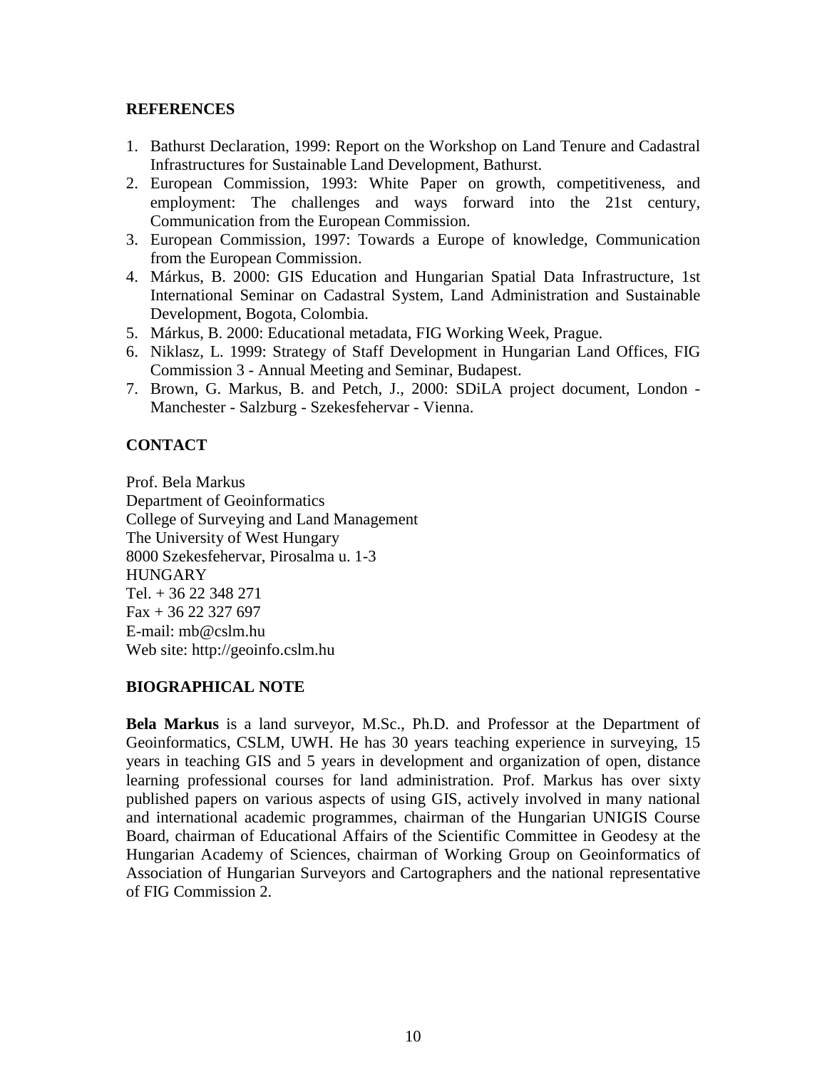## REFERENCES

1. Bathurst Declaration, 1999: Report on the Workshop on Land Tenure and Cadastral Infrastructures for Sustainable Land Development, Bathurst.
2. European Commission, 1993: White Paper on growth, competitiveness, and employment: The challenges and ways forward into the 21st century, Communication from the European Commission.
3. European Commission, 1997: Towards a Europe of knowledge, Communication from the European Commission.
4. Márkus, B. 2000: GIS Education and Hungarian Spatial Data Infrastructure, 1st International Seminar on Cadastral System, Land Administration and Sustainable Development, Bogota, Colombia.
5. Márkus, B. 2000: Educational metadata, FIG Working Week, Prague.
6. Niklasz, L. 1999: Strategy of Staff Development in Hungarian Land Offices, FIG Commission 3 - Annual Meeting and Seminar, Budapest.
7. Brown, G. Markus, B. and Petch, J., 2000: SDiLA project document, London - Manchester - Salzburg - Szekesfehervar - Vienna.

## CONTACT

Prof. Bela Markus
Department of Geoinformatics
College of Surveying and Land Management
The University of West Hungary
8000 Szekesfehervar, Pirosalma u. 1-3
HUNGARY
Tel. + 36 22 348 271
Fax + 36 22 327 697
E-mail: mb@cslm.hu
Web site: http://geoinfo.cslm.hu

## BIOGRAPHICAL NOTE

**Bela Markus** is a land surveyor, M.Sc., Ph.D. and Professor at the Department of Geoinformatics, CSLM, UWH. He has 30 years teaching experience in surveying, 15 years in teaching GIS and 5 years in development and organization of open, distance learning professional courses for land administration. Prof. Markus has over sixty published papers on various aspects of using GIS, actively involved in many national and international academic programmes, chairman of the Hungarian UNIGIS Course Board, chairman of Educational Affairs of the Scientific Committee in Geodesy at the Hungarian Academy of Sciences, chairman of Working Group on Geoinformatics of Association of Hungarian Surveyors and Cartographers and the national representative of FIG Commission 2.